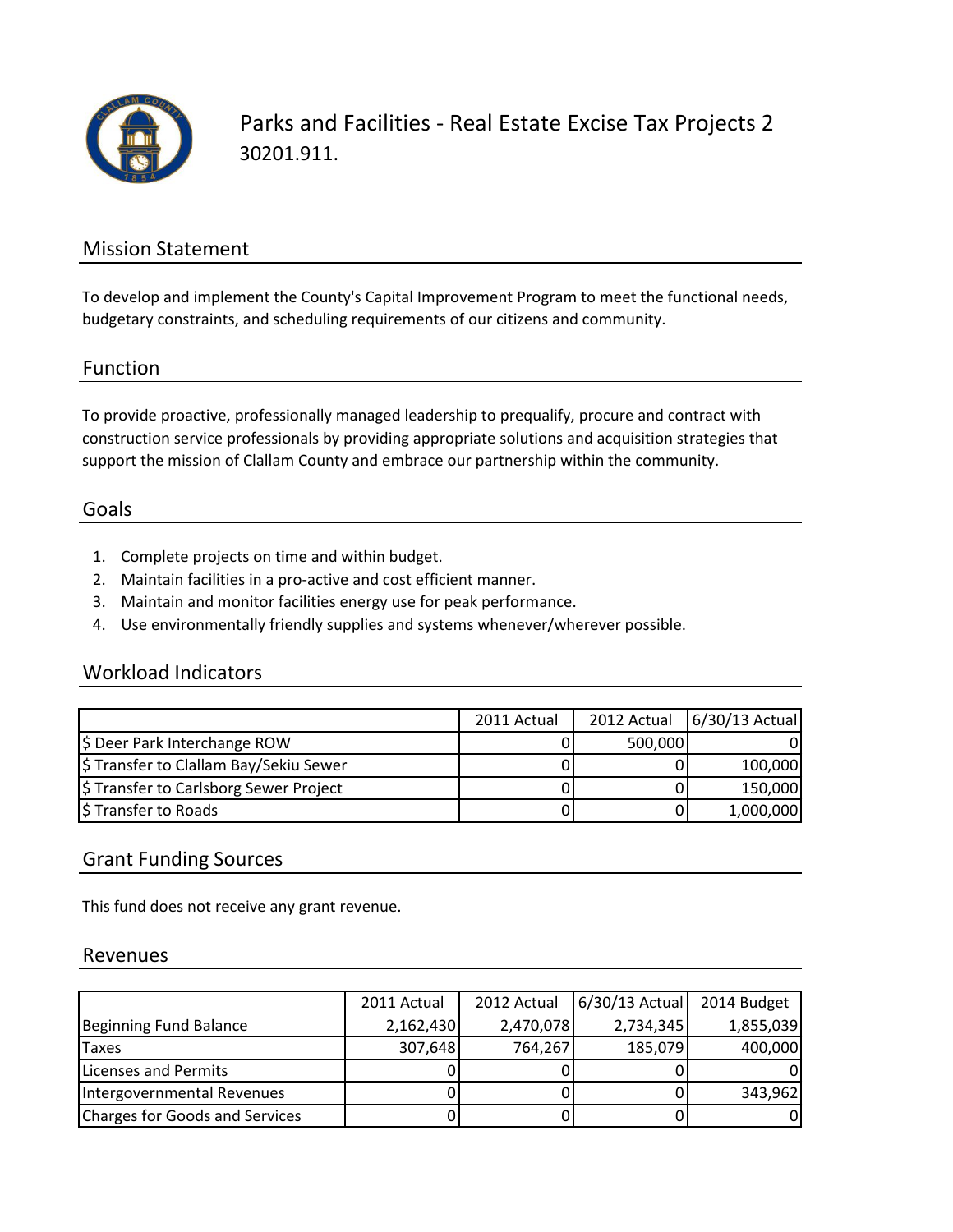# Parks and Facilities - Real Estate Excise Tax Projects 2

30201.911.

## Mission Statement

To develop and implement the County's Capital Improvement Program to meet the functional needs, budgetary constraints, and scheduling requirements of our citizens and community.

## Function

To provide proactive, professionally managed leadership to prequalify, procure and contract with construction service professionals by providing appropriate solutions and acquisition strategies that support the mission of Clallam County and embrace our partnership within the community.

## Goals

1. Complete projects on time and within budget.
2. Maintain facilities in a pro-active and cost efficient manner.
3. Maintain and monitor facilities energy use for peak performance.
4. Use environmentally friendly supplies and systems whenever/wherever possible.

## Workload Indicators

| | 2011 Actual | 2012 Actual | 6/30/13 Actual |
|---|---|---|---|
| $ Deer Park Interchange ROW | 0 | 500,000 | 0 |
| $ Transfer to Clallam Bay/Sekiu Sewer | 0 | 0 | 100,000 |
| $ Transfer to Carlsborg Sewer Project | 0 | 0 | 150,000 |
| $ Transfer to Roads | 0 | 0 | 1,000,000 |

## Grant Funding Sources

This fund does not receive any grant revenue.

## Revenues

| | 2011 Actual | 2012 Actual | 6/30/13 Actual | 2014 Budget |
|---|---|---|---|---|
| Beginning Fund Balance | 2,162,430 | 2,470,078 | 2,734,345 | 1,855,039 |
| Taxes | 307,648 | 764,267 | 185,079 | 400,000 |
| Licenses and Permits | 0 | 0 | 0 | 0 |
| Intergovernmental Revenues | 0 | 0 | 0 | 343,962 |
| Charges for Goods and Services | 0 | 0 | 0 | 0 |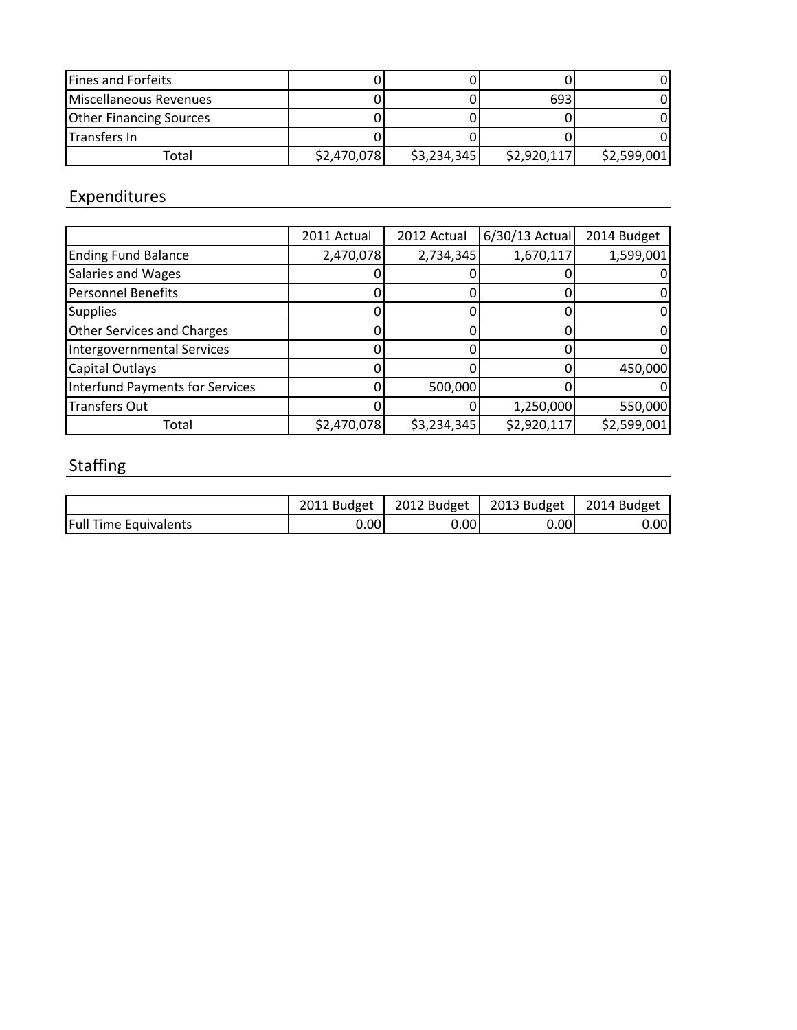| | | | | |
|---|---|---|---|---|
| Fines and Forfeits | 0 | 0 | 0 | 0 |
| Miscellaneous Revenues | 0 | 0 | 693 | 0 |
| Other Financing Sources | 0 | 0 | 0 | 0 |
| Transfers In | 0 | 0 | 0 | 0 |
| Total | $2,470,078 | $3,234,345 | $2,920,117 | $2,599,001 |

## Expenditures

| | 2011 Actual | 2012 Actual | 6/30/13 Actual | 2014 Budget |
|---|---|---|---|---|
| Ending Fund Balance | 2,470,078 | 2,734,345 | 1,670,117 | 1,599,001 |
| Salaries and Wages | 0 | 0 | 0 | 0 |
| Personnel Benefits | 0 | 0 | 0 | 0 |
| Supplies | 0 | 0 | 0 | 0 |
| Other Services and Charges | 0 | 0 | 0 | 0 |
| Intergovernmental Services | 0 | 0 | 0 | 0 |
| Capital Outlays | 0 | 0 | 0 | 450,000 |
| Interfund Payments for Services | 0 | 500,000 | 0 | 0 |
| Transfers Out | 0 | 0 | 1,250,000 | 550,000 |
| Total | $2,470,078 | $3,234,345 | $2,920,117 | $2,599,001 |

## Staffing

| | 2011 Budget | 2012 Budget | 2013 Budget | 2014 Budget |
|---|---|---|---|---|
| Full Time Equivalents | 0.00 | 0.00 | 0.00 | 0.00 |